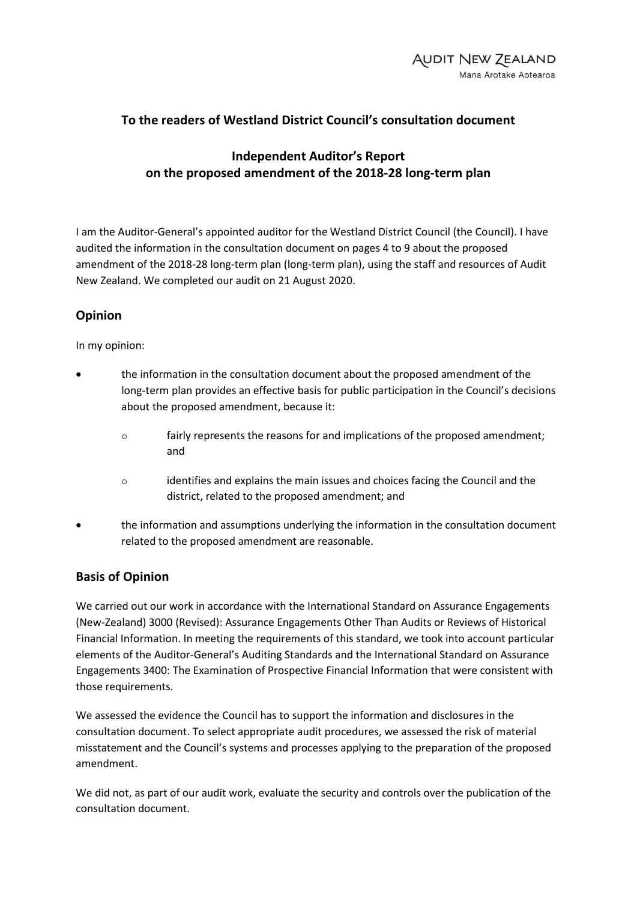AUDIT NEW ZEALAND
Mana Arotake Aotearoa

## To the readers of Westland District Council's consultation document

## Independent Auditor's Report on the proposed amendment of the 2018-28 long-term plan

I am the Auditor-General's appointed auditor for the Westland District Council (the Council). I have audited the information in the consultation document on pages 4 to 9 about the proposed amendment of the 2018-28 long-term plan (long-term plan), using the staff and resources of Audit New Zealand. We completed our audit on 21 August 2020.

## Opinion

In my opinion:

- the information in the consultation document about the proposed amendment of the long-term plan provides an effective basis for public participation in the Council's decisions about the proposed amendment, because it:
  - fairly represents the reasons for and implications of the proposed amendment; and
  - identifies and explains the main issues and choices facing the Council and the district, related to the proposed amendment; and
- the information and assumptions underlying the information in the consultation document related to the proposed amendment are reasonable.

## Basis of Opinion

We carried out our work in accordance with the International Standard on Assurance Engagements (New-Zealand) 3000 (Revised): Assurance Engagements Other Than Audits or Reviews of Historical Financial Information. In meeting the requirements of this standard, we took into account particular elements of the Auditor-General's Auditing Standards and the International Standard on Assurance Engagements 3400: The Examination of Prospective Financial Information that were consistent with those requirements.

We assessed the evidence the Council has to support the information and disclosures in the consultation document. To select appropriate audit procedures, we assessed the risk of material misstatement and the Council's systems and processes applying to the preparation of the proposed amendment.

We did not, as part of our audit work, evaluate the security and controls over the publication of the consultation document.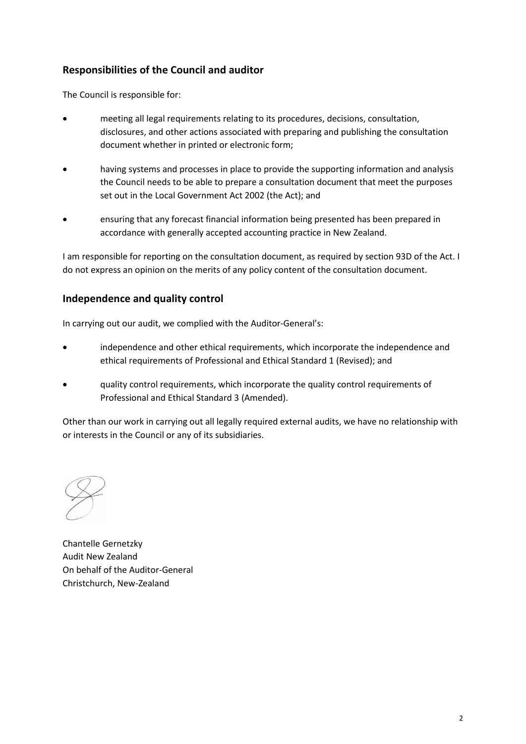## Responsibilities of the Council and auditor

The Council is responsible for:

- meeting all legal requirements relating to its procedures, decisions, consultation, disclosures, and other actions associated with preparing and publishing the consultation document whether in printed or electronic form;
- having systems and processes in place to provide the supporting information and analysis the Council needs to be able to prepare a consultation document that meet the purposes set out in the Local Government Act 2002 (the Act); and
- ensuring that any forecast financial information being presented has been prepared in accordance with generally accepted accounting practice in New Zealand.

I am responsible for reporting on the consultation document, as required by section 93D of the Act. I do not express an opinion on the merits of any policy content of the consultation document.

## Independence and quality control

In carrying out our audit, we complied with the Auditor-General's:

- independence and other ethical requirements, which incorporate the independence and ethical requirements of Professional and Ethical Standard 1 (Revised); and
- quality control requirements, which incorporate the quality control requirements of Professional and Ethical Standard 3 (Amended).

Other than our work in carrying out all legally required external audits, we have no relationship with or interests in the Council or any of its subsidiaries.

Chantelle Gernetzky
Audit New Zealand
On behalf of the Auditor-General
Christchurch, New-Zealand